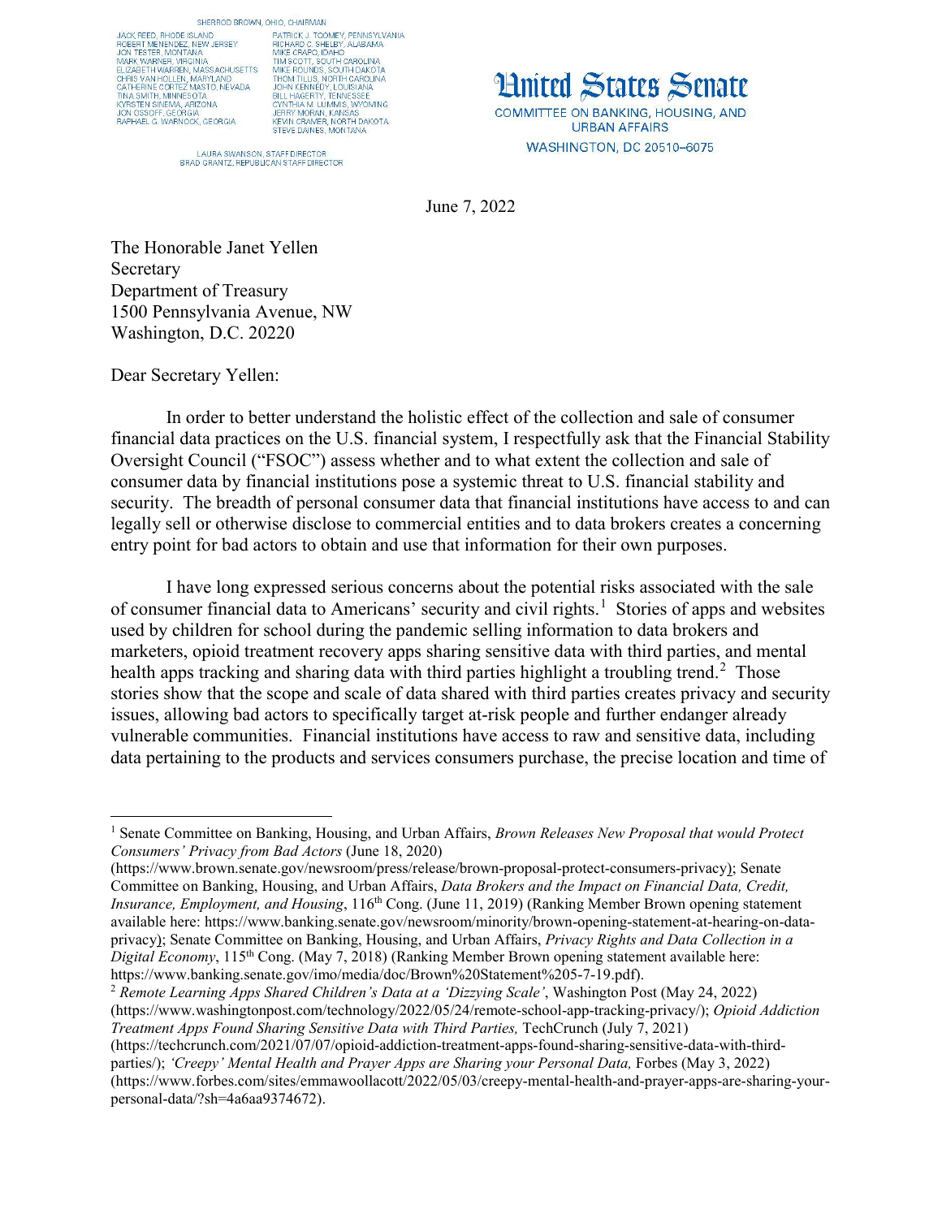SHERROD BROWN, OHIO, CHAIRMAN

JACK REED, RHODE ISLAND
ROBERT MENENDEZ, NEW JERSEY
JON TESTER, MONTANA
MARK WARNER, VIRGINIA
ELIZABETH WARREN, MASSACHUSETTS
CHRIS VAN HOLLEN, MARYLAND
CATHERINE CORTEZ MASTO, NEVADA
TINA SMITH, MINNESOTA
KYRSTEN SINEMA, ARIZONA
JON OSSOFF, GEORGIA
RAPHAEL G. WARNOCK, GEORGIA

PATRICK J. TOOMEY, PENNSYLVANIA
RICHARD C. SHELBY, ALABAMA
MIKE CRAPO, IDAHO
TIM SCOTT, SOUTH CAROLINA
MIKE ROUNDS, SOUTH DAKOTA
THOM TILLIS, NORTH CAROLINA
JOHN KENNEDY, LOUISIANA
BILL HAGERTY, TENNESSEE
CYNTHIA M. LUMMIS, WYOMING
JERRY MORAN, KANSAS
KEVIN CRAMER, NORTH DAKOTA
STEVE DAINES, MONTANA

LAURA SWANSON, STAFF DIRECTOR
BRAD GRANTZ, REPUBLICAN STAFF DIRECTOR

# United States Senate

COMMITTEE ON BANKING, HOUSING, AND URBAN AFFAIRS

WASHINGTON, DC 20510–6075

June 7, 2022

The Honorable Janet Yellen
Secretary
Department of Treasury
1500 Pennsylvania Avenue, NW
Washington, D.C. 20220

Dear Secretary Yellen:

In order to better understand the holistic effect of the collection and sale of consumer financial data practices on the U.S. financial system, I respectfully ask that the Financial Stability Oversight Council ("FSOC") assess whether and to what extent the collection and sale of consumer data by financial institutions pose a systemic threat to U.S. financial stability and security. The breadth of personal consumer data that financial institutions have access to and can legally sell or otherwise disclose to commercial entities and to data brokers creates a concerning entry point for bad actors to obtain and use that information for their own purposes.

I have long expressed serious concerns about the potential risks associated with the sale of consumer financial data to Americans' security and civil rights.[1] Stories of apps and websites used by children for school during the pandemic selling information to data brokers and marketers, opioid treatment recovery apps sharing sensitive data with third parties, and mental health apps tracking and sharing data with third parties highlight a troubling trend.[2] Those stories show that the scope and scale of data shared with third parties creates privacy and security issues, allowing bad actors to specifically target at-risk people and further endanger already vulnerable communities. Financial institutions have access to raw and sensitive data, including data pertaining to the products and services consumers purchase, the precise location and time of

---

[1] Senate Committee on Banking, Housing, and Urban Affairs, *Brown Releases New Proposal that would Protect Consumers' Privacy from Bad Actors* (June 18, 2020) (https://www.brown.senate.gov/newsroom/press/release/brown-proposal-protect-consumers-privacy); Senate Committee on Banking, Housing, and Urban Affairs, *Data Brokers and the Impact on Financial Data, Credit, Insurance, Employment, and Housing*, 116th Cong. (June 11, 2019) (Ranking Member Brown opening statement available here: https://www.banking.senate.gov/newsroom/minority/brown-opening-statement-at-hearing-on-data-privacy); Senate Committee on Banking, Housing, and Urban Affairs, *Privacy Rights and Data Collection in a Digital Economy*, 115th Cong. (May 7, 2018) (Ranking Member Brown opening statement available here: https://www.banking.senate.gov/imo/media/doc/Brown%20Statement%205-7-19.pdf).

[2] *Remote Learning Apps Shared Children's Data at a 'Dizzying Scale'*, Washington Post (May 24, 2022) (https://www.washingtonpost.com/technology/2022/05/24/remote-school-app-tracking-privacy/); *Opioid Addiction Treatment Apps Found Sharing Sensitive Data with Third Parties,* TechCrunch (July 7, 2021) (https://techcrunch.com/2021/07/07/opioid-addiction-treatment-apps-found-sharing-sensitive-data-with-third-parties/); *'Creepy' Mental Health and Prayer Apps are Sharing your Personal Data,* Forbes (May 3, 2022) (https://www.forbes.com/sites/emmawoollacott/2022/05/03/creepy-mental-health-and-prayer-apps-are-sharing-your-personal-data/?sh=4a6aa9374672).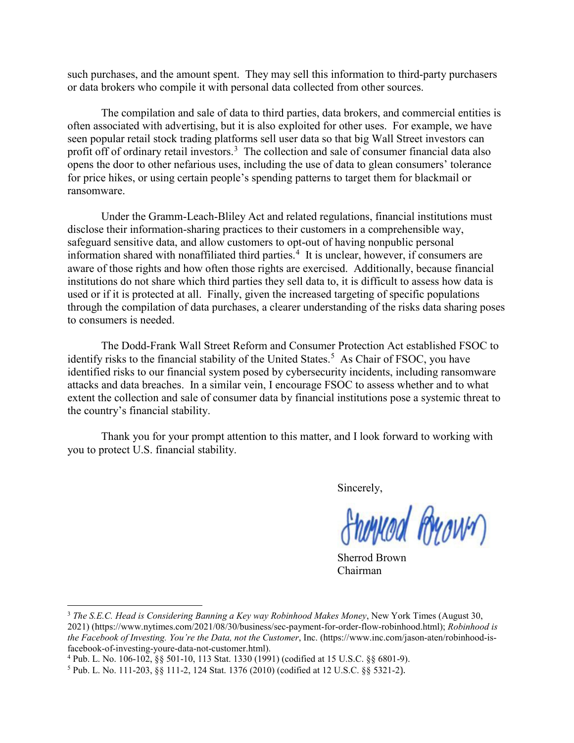such purchases, and the amount spent. They may sell this information to third-party purchasers or data brokers who compile it with personal data collected from other sources.

The compilation and sale of data to third parties, data brokers, and commercial entities is often associated with advertising, but it is also exploited for other uses. For example, we have seen popular retail stock trading platforms sell user data so that big Wall Street investors can profit off of ordinary retail investors.[3] The collection and sale of consumer financial data also opens the door to other nefarious uses, including the use of data to glean consumers' tolerance for price hikes, or using certain people's spending patterns to target them for blackmail or ransomware.

Under the Gramm-Leach-Bliley Act and related regulations, financial institutions must disclose their information-sharing practices to their customers in a comprehensible way, safeguard sensitive data, and allow customers to opt-out of having nonpublic personal information shared with nonaffiliated third parties.[4] It is unclear, however, if consumers are aware of those rights and how often those rights are exercised. Additionally, because financial institutions do not share which third parties they sell data to, it is difficult to assess how data is used or if it is protected at all. Finally, given the increased targeting of specific populations through the compilation of data purchases, a clearer understanding of the risks data sharing poses to consumers is needed.

The Dodd-Frank Wall Street Reform and Consumer Protection Act established FSOC to identify risks to the financial stability of the United States.[5] As Chair of FSOC, you have identified risks to our financial system posed by cybersecurity incidents, including ransomware attacks and data breaches. In a similar vein, I encourage FSOC to assess whether and to what extent the collection and sale of consumer data by financial institutions pose a systemic threat to the country's financial stability.

Thank you for your prompt attention to this matter, and I look forward to working with you to protect U.S. financial stability.

Sincerely,

Sherrod Brown
Chairman

---

[3] *The S.E.C. Head is Considering Banning a Key way Robinhood Makes Money*, New York Times (August 30, 2021) (https://www.nytimes.com/2021/08/30/business/sec-payment-for-order-flow-robinhood.html); *Robinhood is the Facebook of Investing. You're the Data, not the Customer*, Inc. (https://www.inc.com/jason-aten/robinhood-is-facebook-of-investing-youre-data-not-customer.html).

[4] Pub. L. No. 106-102, §§ 501-10, 113 Stat. 1330 (1991) (codified at 15 U.S.C. §§ 6801-9).

[5] Pub. L. No. 111-203, §§ 111-2, 124 Stat. 1376 (2010) (codified at 12 U.S.C. §§ 5321-2).